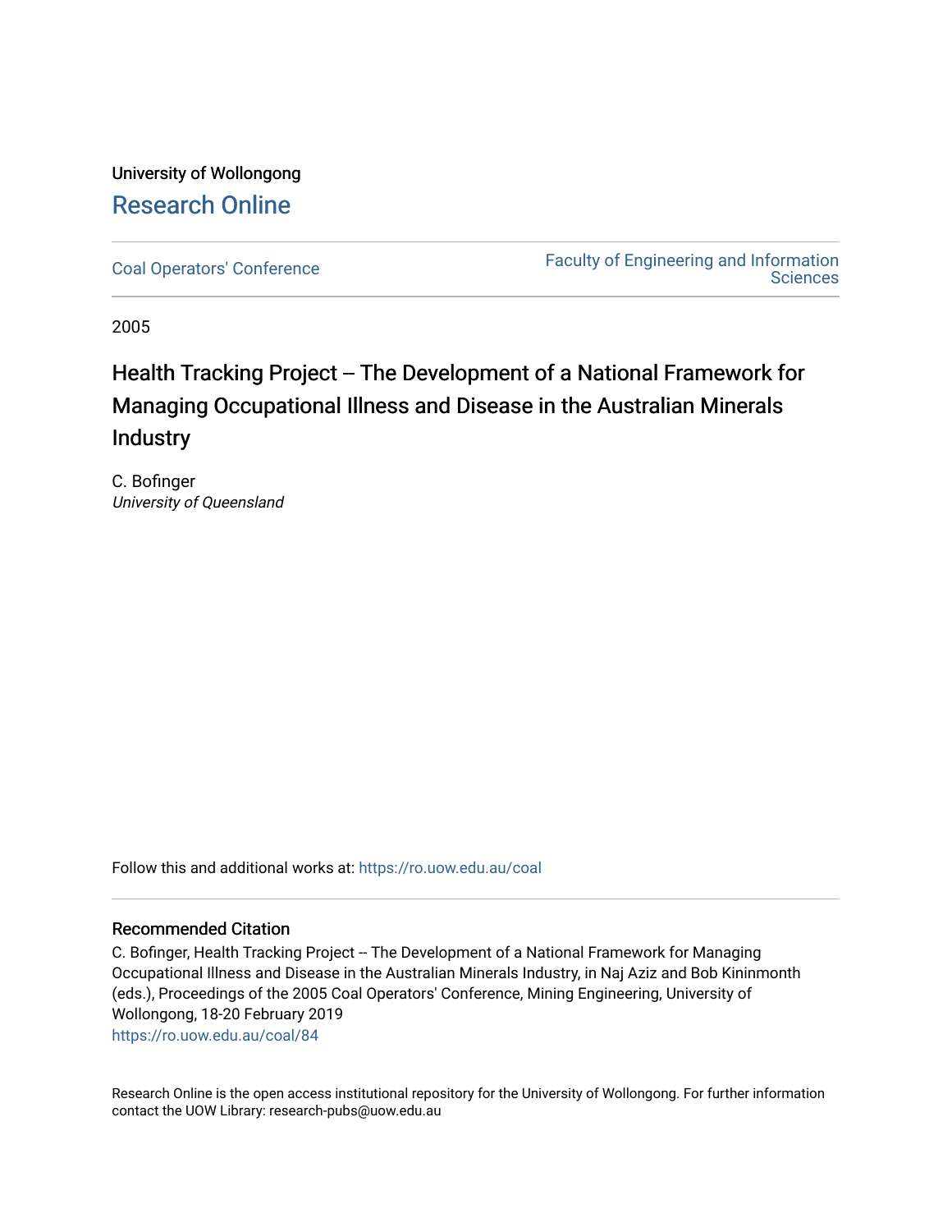University of Wollongong

# Research Online

Coal Operators' Conference

Faculty of Engineering and Information Sciences

2005

# Health Tracking Project -- The Development of a National Framework for Managing Occupational Illness and Disease in the Australian Minerals Industry

C. Bofinger
*University of Queensland*

Follow this and additional works at: https://ro.uow.edu.au/coal

## Recommended Citation

C. Bofinger, Health Tracking Project -- The Development of a National Framework for Managing Occupational Illness and Disease in the Australian Minerals Industry, in Naj Aziz and Bob Kininmonth (eds.), Proceedings of the 2005 Coal Operators' Conference, Mining Engineering, University of Wollongong, 18-20 February 2019

https://ro.uow.edu.au/coal/84

Research Online is the open access institutional repository for the University of Wollongong. For further information contact the UOW Library: research-pubs@uow.edu.au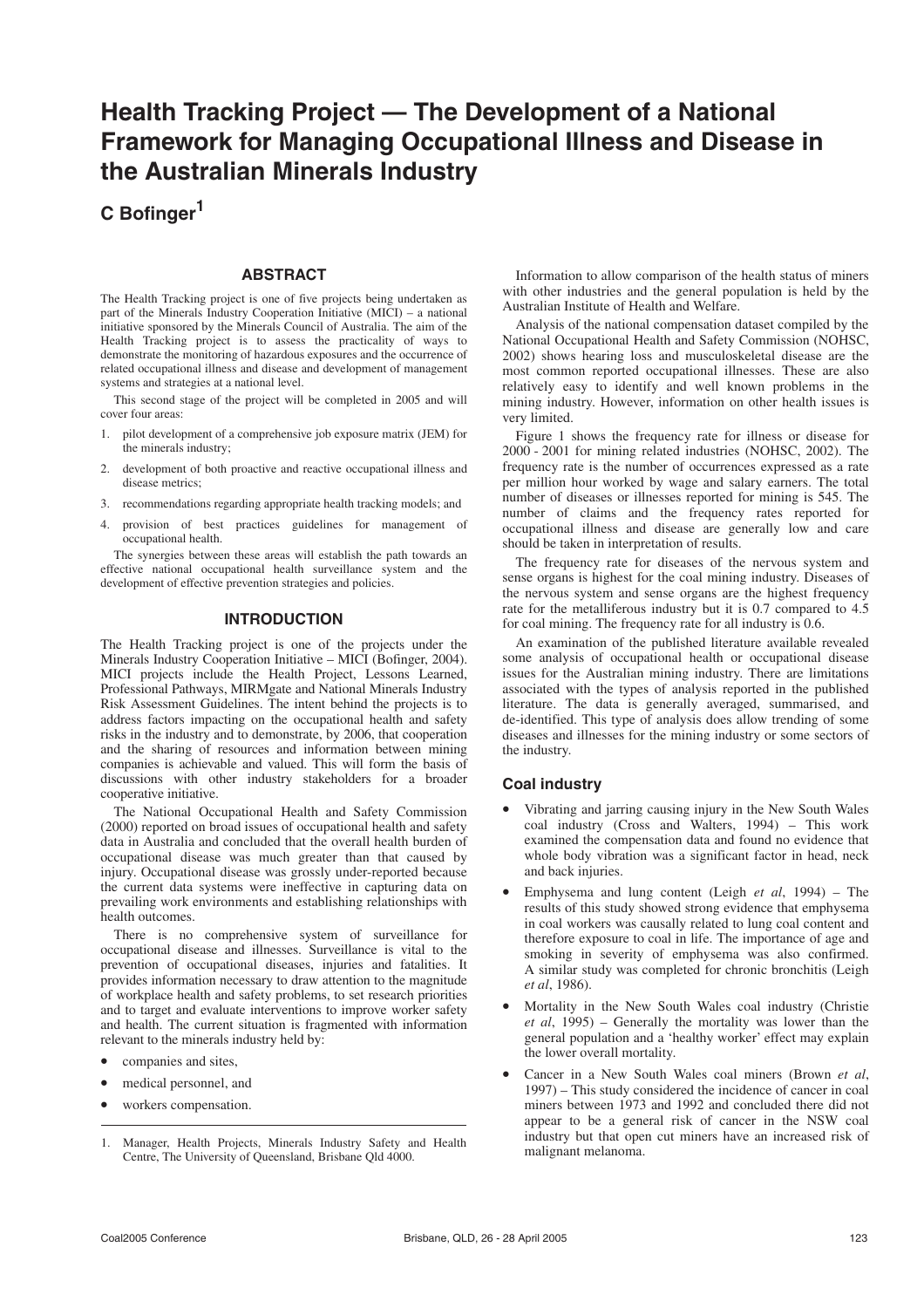# Health Tracking Project — The Development of a National Framework for Managing Occupational Illness and Disease in the Australian Minerals Industry

**C Bofinger[1]**

## ABSTRACT

The Health Tracking project is one of five projects being undertaken as part of the Minerals Industry Cooperation Initiative (MICI) – a national initiative sponsored by the Minerals Council of Australia. The aim of the Health Tracking project is to assess the practicality of ways to demonstrate the monitoring of hazardous exposures and the occurrence of related occupational illness and disease and development of management systems and strategies at a national level.

This second stage of the project will be completed in 2005 and will cover four areas:

1. pilot development of a comprehensive job exposure matrix (JEM) for the minerals industry;
2. development of both proactive and reactive occupational illness and disease metrics;
3. recommendations regarding appropriate health tracking models; and
4. provision of best practices guidelines for management of occupational health.

The synergies between these areas will establish the path towards an effective national occupational health surveillance system and the development of effective prevention strategies and policies.

## INTRODUCTION

The Health Tracking project is one of the projects under the Minerals Industry Cooperation Initiative – MICI (Bofinger, 2004). MICI projects include the Health Project, Lessons Learned, Professional Pathways, MIRMgate and National Minerals Industry Risk Assessment Guidelines. The intent behind the projects is to address factors impacting on the occupational health and safety risks in the industry and to demonstrate, by 2006, that cooperation and the sharing of resources and information between mining companies is achievable and valued. This will form the basis of discussions with other industry stakeholders for a broader cooperative initiative.

The National Occupational Health and Safety Commission (2000) reported on broad issues of occupational health and safety data in Australia and concluded that the overall health burden of occupational disease was much greater than that caused by injury. Occupational disease was grossly under-reported because the current data systems were ineffective in capturing data on prevailing work environments and establishing relationships with health outcomes.

There is no comprehensive system of surveillance for occupational disease and illnesses. Surveillance is vital to the prevention of occupational diseases, injuries and fatalities. It provides information necessary to draw attention to the magnitude of workplace health and safety problems, to set research priorities and to target and evaluate interventions to improve worker safety and health. The current situation is fragmented with information relevant to the minerals industry held by:

- companies and sites,
- medical personnel, and
- workers compensation.

1. Manager, Health Projects, Minerals Industry Safety and Health Centre, The University of Queensland, Brisbane Qld 4000.

Information to allow comparison of the health status of miners with other industries and the general population is held by the Australian Institute of Health and Welfare.

Analysis of the national compensation dataset compiled by the National Occupational Health and Safety Commission (NOHSC, 2002) shows hearing loss and musculoskeletal disease are the most common reported occupational illnesses. These are also relatively easy to identify and well known problems in the mining industry. However, information on other health issues is very limited.

Figure 1 shows the frequency rate for illness or disease for 2000 - 2001 for mining related industries (NOHSC, 2002). The frequency rate is the number of occurrences expressed as a rate per million hour worked by wage and salary earners. The total number of diseases or illnesses reported for mining is 545. The number of claims and the frequency rates reported for occupational illness and disease are generally low and care should be taken in interpretation of results.

The frequency rate for diseases of the nervous system and sense organs is highest for the coal mining industry. Diseases of the nervous system and sense organs are the highest frequency rate for the metalliferous industry but it is 0.7 compared to 4.5 for coal mining. The frequency rate for all industry is 0.6.

An examination of the published literature available revealed some analysis of occupational health or occupational disease issues for the Australian mining industry. There are limitations associated with the types of analysis reported in the published literature. The data is generally averaged, summarised, and de-identified. This type of analysis does allow trending of some diseases and illnesses for the mining industry or some sectors of the industry.

### Coal industry

- Vibrating and jarring causing injury in the New South Wales coal industry (Cross and Walters, 1994) – This work examined the compensation data and found no evidence that whole body vibration was a significant factor in head, neck and back injuries.
- Emphysema and lung content (Leigh *et al*, 1994) – The results of this study showed strong evidence that emphysema in coal workers was causally related to lung coal content and therefore exposure to coal in life. The importance of age and smoking in severity of emphysema was also confirmed. A similar study was completed for chronic bronchitis (Leigh *et al*, 1986).
- Mortality in the New South Wales coal industry (Christie *et al*, 1995) – Generally the mortality was lower than the general population and a 'healthy worker' effect may explain the lower overall mortality.
- Cancer in a New South Wales coal miners (Brown *et al*, 1997) – This study considered the incidence of cancer in coal miners between 1973 and 1992 and concluded there did not appear to be a general risk of cancer in the NSW coal industry but that open cut miners have an increased risk of malignant melanoma.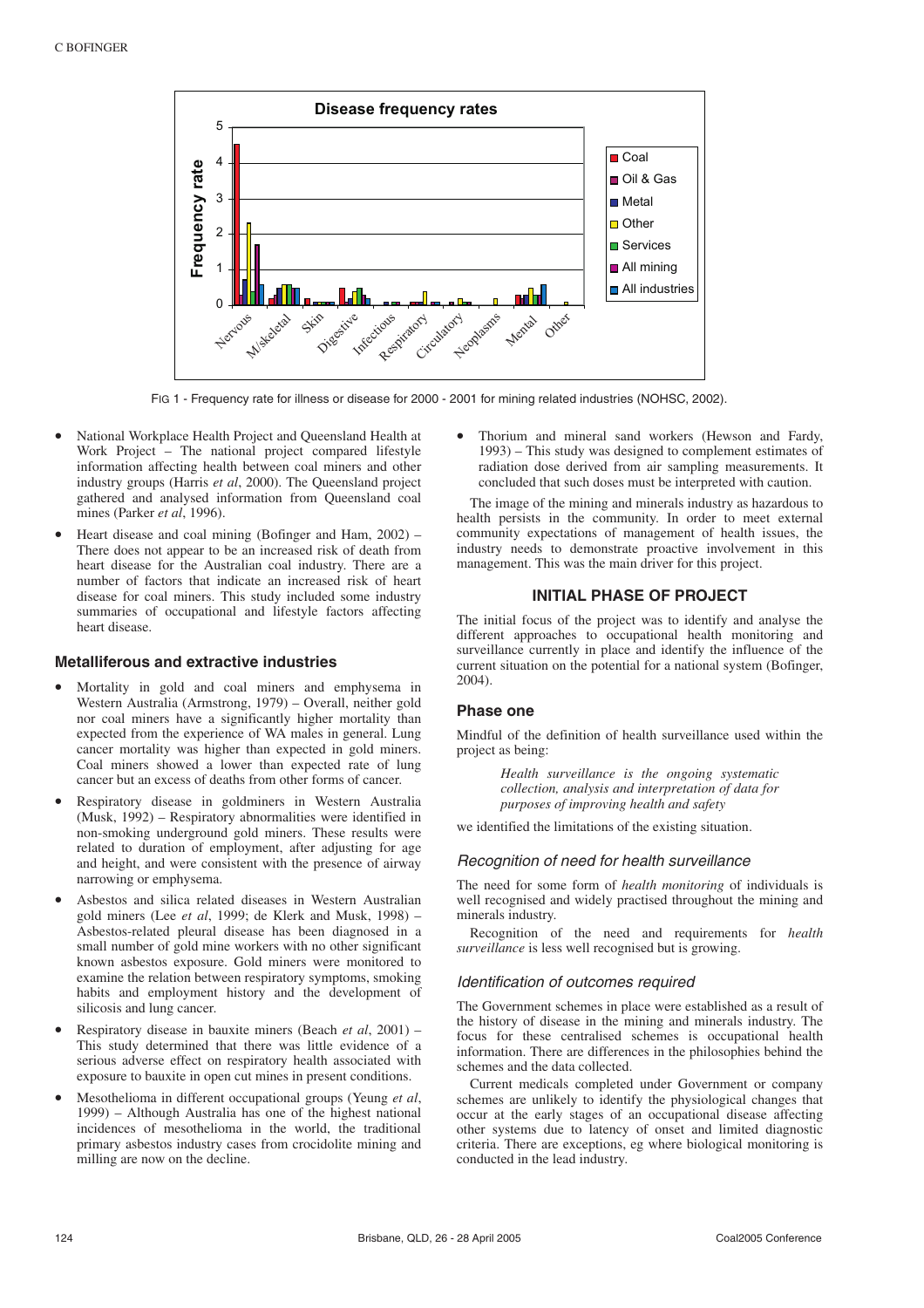FIG 1 - Frequency rate for illness or disease for 2000 - 2001 for mining related industries (NOHSC, 2002).

- National Workplace Health Project and Queensland Health at Work Project – The national project compared lifestyle information affecting health between coal miners and other industry groups (Harris *et al*, 2000). The Queensland project gathered and analysed information from Queensland coal mines (Parker *et al*, 1996).
- Heart disease and coal mining (Bofinger and Ham, 2002) – There does not appear to be an increased risk of death from heart disease for the Australian coal industry. There are a number of factors that indicate an increased risk of heart disease for coal miners. This study included some industry summaries of occupational and lifestyle factors affecting heart disease.

### Metalliferous and extractive industries

- Mortality in gold and coal miners and emphysema in Western Australia (Armstrong, 1979) – Overall, neither gold nor coal miners have a significantly higher mortality than expected from the experience of WA males in general. Lung cancer mortality was higher than expected in gold miners. Coal miners showed a lower than expected rate of lung cancer but an excess of deaths from other forms of cancer.
- Respiratory disease in goldminers in Western Australia (Musk, 1992) – Respiratory abnormalities were identified in non-smoking underground gold miners. These results were related to duration of employment, after adjusting for age and height, and were consistent with the presence of airway narrowing or emphysema.
- Asbestos and silica related diseases in Western Australian gold miners (Lee *et al*, 1999; de Klerk and Musk, 1998) – Asbestos-related pleural disease has been diagnosed in a small number of gold mine workers with no other significant known asbestos exposure. Gold miners were monitored to examine the relation between respiratory symptoms, smoking habits and employment history and the development of silicosis and lung cancer.
- Respiratory disease in bauxite miners (Beach *et al*, 2001) – This study determined that there was little evidence of a serious adverse effect on respiratory health associated with exposure to bauxite in open cut mines in present conditions.
- Mesothelioma in different occupational groups (Yeung *et al*, 1999) – Although Australia has one of the highest national incidences of mesothelioma in the world, the traditional primary asbestos industry cases from crocidolite mining and milling are now on the decline.
- Thorium and mineral sand workers (Hewson and Fardy, 1993) – This study was designed to complement estimates of radiation dose derived from air sampling measurements. It concluded that such doses must be interpreted with caution.

The image of the mining and minerals industry as hazardous to health persists in the community. In order to meet external community expectations of management of health issues, the industry needs to demonstrate proactive involvement in this management. This was the main driver for this project.

## INITIAL PHASE OF PROJECT

The initial focus of the project was to identify and analyse the different approaches to occupational health monitoring and surveillance currently in place and identify the influence of the current situation on the potential for a national system (Bofinger, 2004).

### Phase one

Mindful of the definition of health surveillance used within the project as being:

> *Health surveillance is the ongoing systematic collection, analysis and interpretation of data for purposes of improving health and safety*

we identified the limitations of the existing situation.

#### *Recognition of need for health surveillance*

The need for some form of *health monitoring* of individuals is well recognised and widely practised throughout the mining and minerals industry.

Recognition of the need and requirements for *health surveillance* is less well recognised but is growing.

#### *Identification of outcomes required*

The Government schemes in place were established as a result of the history of disease in the mining and minerals industry. The focus for these centralised schemes is occupational health information. There are differences in the philosophies behind the schemes and the data collected.

Current medicals completed under Government or company schemes are unlikely to identify the physiological changes that occur at the early stages of an occupational disease affecting other systems due to latency of onset and limited diagnostic criteria. There are exceptions, eg where biological monitoring is conducted in the lead industry.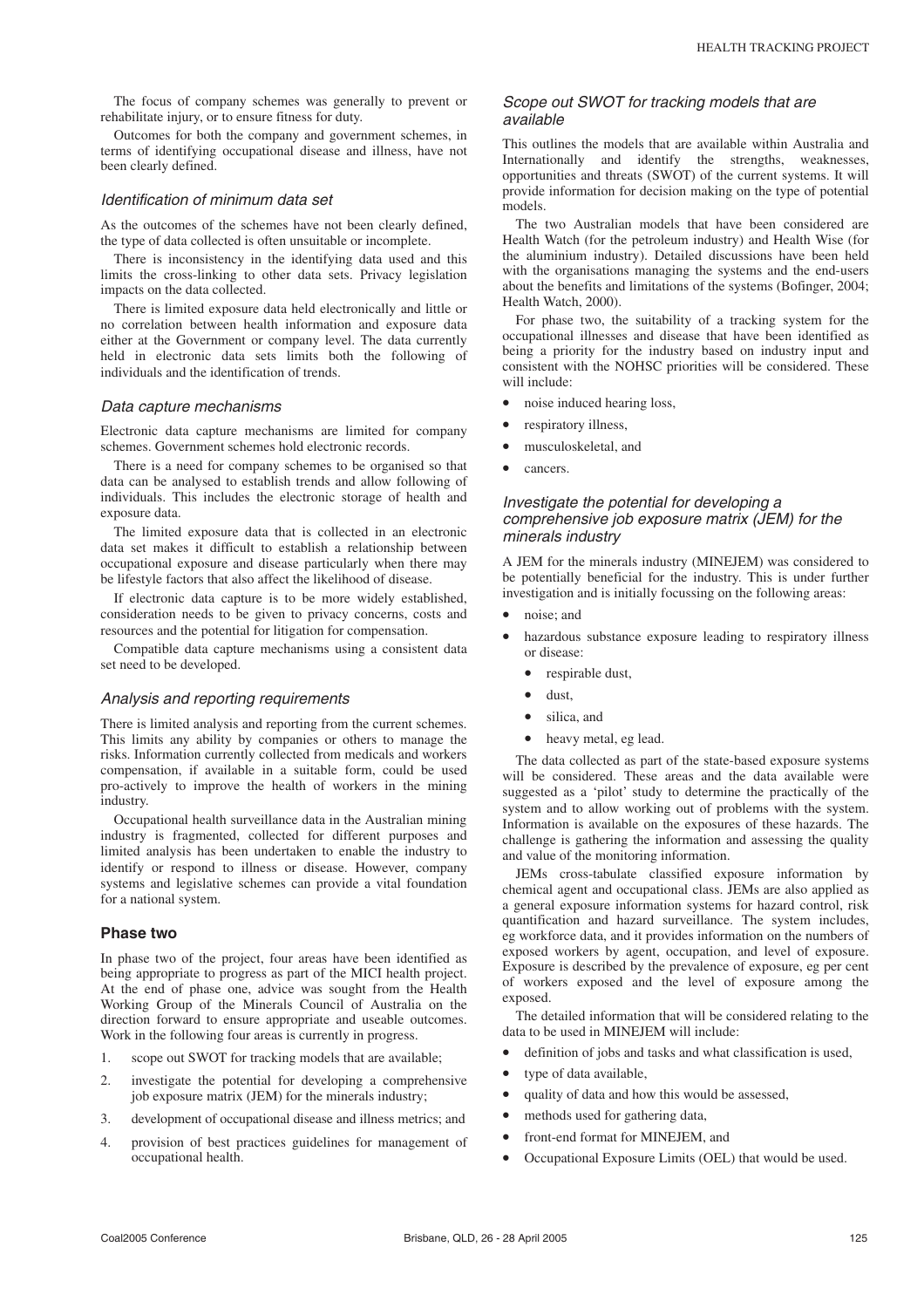The focus of company schemes was generally to prevent or rehabilitate injury, or to ensure fitness for duty.

Outcomes for both the company and government schemes, in terms of identifying occupational disease and illness, have not been clearly defined.

### *Identification of minimum data set*

As the outcomes of the schemes have not been clearly defined, the type of data collected is often unsuitable or incomplete.

There is inconsistency in the identifying data used and this limits the cross-linking to other data sets. Privacy legislation impacts on the data collected.

There is limited exposure data held electronically and little or no correlation between health information and exposure data either at the Government or company level. The data currently held in electronic data sets limits both the following of individuals and the identification of trends.

### *Data capture mechanisms*

Electronic data capture mechanisms are limited for company schemes. Government schemes hold electronic records.

There is a need for company schemes to be organised so that data can be analysed to establish trends and allow following of individuals. This includes the electronic storage of health and exposure data.

The limited exposure data that is collected in an electronic data set makes it difficult to establish a relationship between occupational exposure and disease particularly when there may be lifestyle factors that also affect the likelihood of disease.

If electronic data capture is to be more widely established, consideration needs to be given to privacy concerns, costs and resources and the potential for litigation for compensation.

Compatible data capture mechanisms using a consistent data set need to be developed.

### *Analysis and reporting requirements*

There is limited analysis and reporting from the current schemes. This limits any ability by companies or others to manage the risks. Information currently collected from medicals and workers compensation, if available in a suitable form, could be used pro-actively to improve the health of workers in the mining industry.

Occupational health surveillance data in the Australian mining industry is fragmented, collected for different purposes and limited analysis has been undertaken to enable the industry to identify or respond to illness or disease. However, company systems and legislative schemes can provide a vital foundation for a national system.

## Phase two

In phase two of the project, four areas have been identified as being appropriate to progress as part of the MICI health project. At the end of phase one, advice was sought from the Health Working Group of the Minerals Council of Australia on the direction forward to ensure appropriate and useable outcomes. Work in the following four areas is currently in progress.

1. scope out SWOT for tracking models that are available;
2. investigate the potential for developing a comprehensive job exposure matrix (JEM) for the minerals industry;
3. development of occupational disease and illness metrics; and
4. provision of best practices guidelines for management of occupational health.

### *Scope out SWOT for tracking models that are available*

This outlines the models that are available within Australia and Internationally and identify the strengths, weaknesses, opportunities and threats (SWOT) of the current systems. It will provide information for decision making on the type of potential models.

The two Australian models that have been considered are Health Watch (for the petroleum industry) and Health Wise (for the aluminium industry). Detailed discussions have been held with the organisations managing the systems and the end-users about the benefits and limitations of the systems (Bofinger, 2004; Health Watch, 2000).

For phase two, the suitability of a tracking system for the occupational illnesses and disease that have been identified as being a priority for the industry based on industry input and consistent with the NOHSC priorities will be considered. These will include:

- noise induced hearing loss,
- respiratory illness,
- musculoskeletal, and
- cancers.

### *Investigate the potential for developing a comprehensive job exposure matrix (JEM) for the minerals industry*

A JEM for the minerals industry (MINEJEM) was considered to be potentially beneficial for the industry. This is under further investigation and is initially focussing on the following areas:

- noise; and
- hazardous substance exposure leading to respiratory illness or disease:
  - respirable dust,
  - dust,
  - silica, and
  - heavy metal, eg lead.

The data collected as part of the state-based exposure systems will be considered. These areas and the data available were suggested as a 'pilot' study to determine the practically of the system and to allow working out of problems with the system. Information is available on the exposures of these hazards. The challenge is gathering the information and assessing the quality and value of the monitoring information.

JEMs cross-tabulate classified exposure information by chemical agent and occupational class. JEMs are also applied as a general exposure information systems for hazard control, risk quantification and hazard surveillance. The system includes, eg workforce data, and it provides information on the numbers of exposed workers by agent, occupation, and level of exposure. Exposure is described by the prevalence of exposure, eg per cent of workers exposed and the level of exposure among the exposed.

The detailed information that will be considered relating to the data to be used in MINEJEM will include:

- definition of jobs and tasks and what classification is used,
- type of data available,
- quality of data and how this would be assessed,
- methods used for gathering data,
- front-end format for MINEJEM, and
- Occupational Exposure Limits (OEL) that would be used.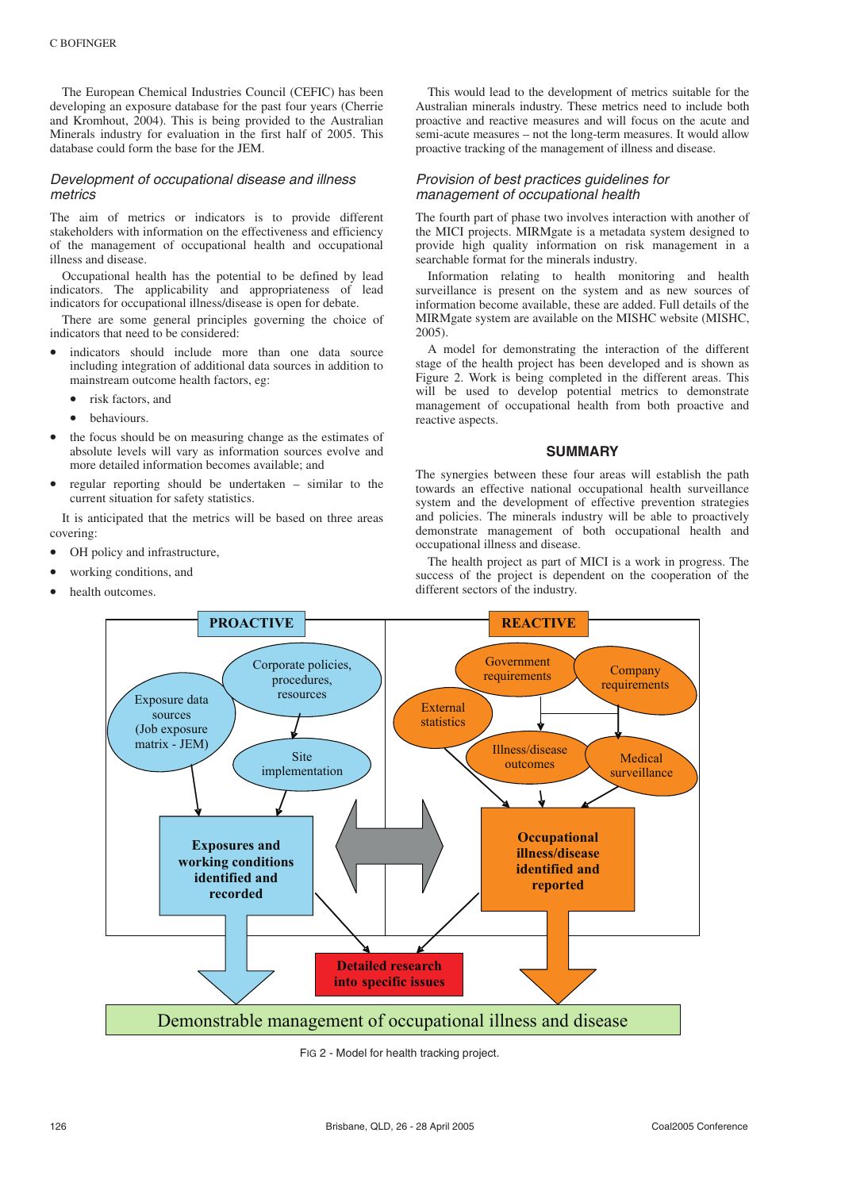The European Chemical Industries Council (CEFIC) has been developing an exposure database for the past four years (Cherrie and Kromhout, 2004). This is being provided to the Australian Minerals industry for evaluation in the first half of 2005. This database could form the base for the JEM.

### *Development of occupational disease and illness metrics*

The aim of metrics or indicators is to provide different stakeholders with information on the effectiveness and efficiency of the management of occupational health and occupational illness and disease.

Occupational health has the potential to be defined by lead indicators. The applicability and appropriateness of lead indicators for occupational illness/disease is open for debate.

There are some general principles governing the choice of indicators that need to be considered:

- indicators should include more than one data source including integration of additional data sources in addition to mainstream outcome health factors, eg:
  - risk factors, and
  - behaviours.
- the focus should be on measuring change as the estimates of absolute levels will vary as information sources evolve and more detailed information becomes available; and
- regular reporting should be undertaken – similar to the current situation for safety statistics.

It is anticipated that the metrics will be based on three areas covering:

- OH policy and infrastructure,
- working conditions, and
- health outcomes.

This would lead to the development of metrics suitable for the Australian minerals industry. These metrics need to include both proactive and reactive measures and will focus on the acute and semi-acute measures – not the long-term measures. It would allow proactive tracking of the management of illness and disease.

### *Provision of best practices guidelines for management of occupational health*

The fourth part of phase two involves interaction with another of the MICI projects. MIRMgate is a metadata system designed to provide high quality information on risk management in a searchable format for the minerals industry.

Information relating to health monitoring and health surveillance is present on the system and as new sources of information become available, these are added. Full details of the MIRMgate system are available on the MISHC website (MISHC, 2005).

A model for demonstrating the interaction of the different stage of the health project has been developed and is shown as Figure 2. Work is being completed in the different areas. This will be used to develop potential metrics to demonstrate management of occupational health from both proactive and reactive aspects.

## SUMMARY

The synergies between these four areas will establish the path towards an effective national occupational health surveillance system and the development of effective prevention strategies and policies. The minerals industry will be able to proactively demonstrate management of both occupational health and occupational illness and disease.

The health project as part of MICI is a work in progress. The success of the project is dependent on the cooperation of the different sectors of the industry.

FIG 2 - Model for health tracking project.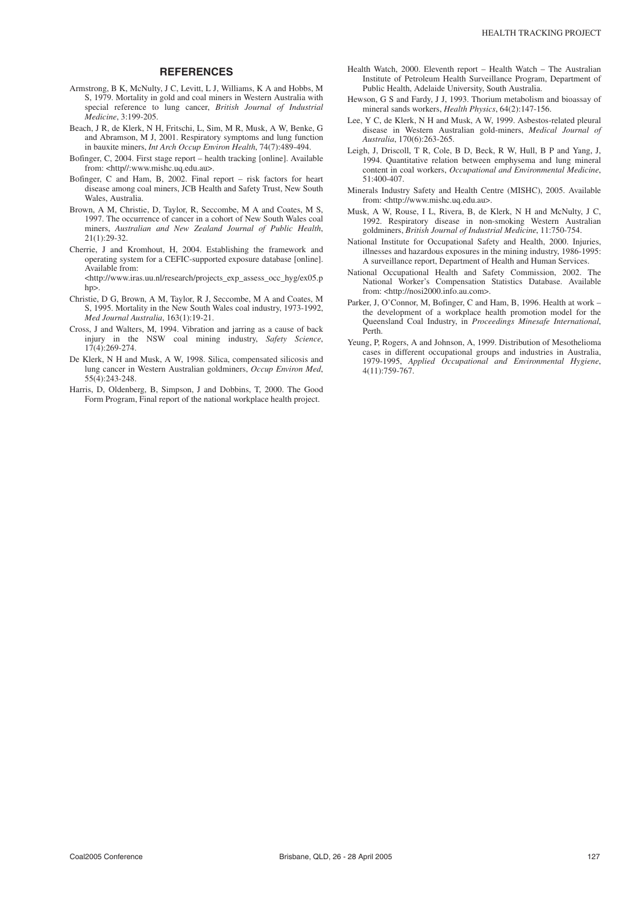## REFERENCES

Armstrong, B K, McNulty, J C, Levitt, L J, Williams, K A and Hobbs, M S, 1979. Mortality in gold and coal miners in Western Australia with special reference to lung cancer, *British Journal of Industrial Medicine*, 3:199-205.

Beach, J R, de Klerk, N H, Fritschi, L, Sim, M R, Musk, A W, Benke, G and Abramson, M J, 2001. Respiratory symptoms and lung function in bauxite miners, *Int Arch Occup Environ Health*, 74(7):489-494.

Bofinger, C, 2004. First stage report – health tracking [online]. Available from: <http//:www.mishc.uq.edu.au>.

Bofinger, C and Ham, B, 2002. Final report – risk factors for heart disease among coal miners, JCB Health and Safety Trust, New South Wales, Australia.

Brown, A M, Christie, D, Taylor, R, Seccombe, M A and Coates, M S, 1997. The occurrence of cancer in a cohort of New South Wales coal miners, *Australian and New Zealand Journal of Public Health*, 21(1):29-32.

Cherrie, J and Kromhout, H, 2004. Establishing the framework and operating system for a CEFIC-supported exposure database [online]. Available from: <http://www.iras.uu.nl/research/projects_exp_assess_occ_hyg/ex05.php>.

Christie, D G, Brown, A M, Taylor, R J, Seccombe, M A and Coates, M S, 1995. Mortality in the New South Wales coal industry, 1973-1992, *Med Journal Australia*, 163(1):19-21.

Cross, J and Walters, M, 1994. Vibration and jarring as a cause of back injury in the NSW coal mining industry, *Safety Science*, 17(4):269-274.

De Klerk, N H and Musk, A W, 1998. Silica, compensated silicosis and lung cancer in Western Australian goldminers, *Occup Environ Med*, 55(4):243-248.

Harris, D, Oldenberg, B, Simpson, J and Dobbins, T, 2000. The Good Form Program, Final report of the national workplace health project.

Health Watch, 2000. Eleventh report – Health Watch – The Australian Institute of Petroleum Health Surveillance Program, Department of Public Health, Adelaide University, South Australia.

Hewson, G S and Fardy, J J, 1993. Thorium metabolism and bioassay of mineral sands workers, *Health Physics*, 64(2):147-156.

Lee, Y C, de Klerk, N H and Musk, A W, 1999. Asbestos-related pleural disease in Western Australian gold-miners, *Medical Journal of Australia*, 170(6):263-265.

Leigh, J, Driscoll, T R, Cole, B D, Beck, R W, Hull, B P and Yang, J, 1994. Quantitative relation between emphysema and lung mineral content in coal workers, *Occupational and Environmental Medicine*, 51:400-407.

Minerals Industry Safety and Health Centre (MISHC), 2005. Available from: <http://www.mishc.uq.edu.au>.

Musk, A W, Rouse, I L, Rivera, B, de Klerk, N H and McNulty, J C, 1992. Respiratory disease in non-smoking Western Australian goldminers, *British Journal of Industrial Medicine*, 11:750-754.

National Institute for Occupational Safety and Health, 2000. Injuries, illnesses and hazardous exposures in the mining industry, 1986-1995: A surveillance report, Department of Health and Human Services.

National Occupational Health and Safety Commission, 2002. The National Worker's Compensation Statistics Database. Available from: <http://nosi2000.info.au.com>.

Parker, J, O'Connor, M, Bofinger, C and Ham, B, 1996. Health at work – the development of a workplace health promotion model for the Queensland Coal Industry, in *Proceedings Minesafe International*, Perth.

Yeung, P, Rogers, A and Johnson, A, 1999. Distribution of Mesothelioma cases in different occupational groups and industries in Australia, 1979-1995, *Applied Occupational and Environmental Hygiene*, 4(11):759-767.